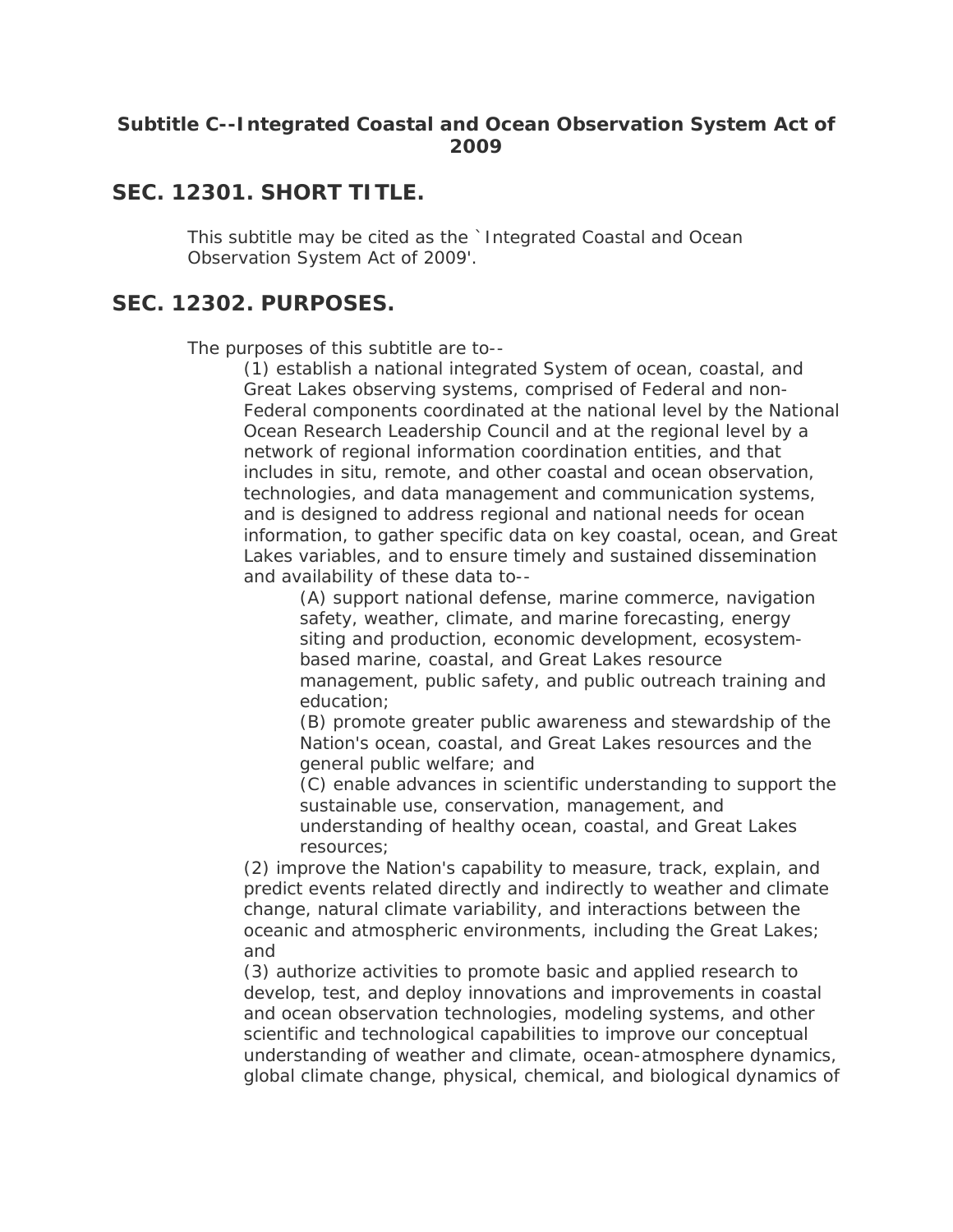**Subtitle C--Integrated Coastal and Ocean Observation System Act of 2009**

## SEC. 12301. SHORT TITLE.

This subtitle may be cited as the `Integrated Coastal and Ocean Observation System Act of 2009'.

## SEC. 12302. PURPOSES.

The purposes of this subtitle are to--

(1) establish a national integrated System of ocean, coastal, and Great Lakes observing systems, comprised of Federal and non-Federal components coordinated at the national level by the National Ocean Research Leadership Council and at the regional level by a network of regional information coordination entities, and that includes in situ, remote, and other coastal and ocean observation, technologies, and data management and communication systems, and is designed to address regional and national needs for ocean information, to gather specific data on key coastal, ocean, and Great Lakes variables, and to ensure timely and sustained dissemination and availability of these data to--

(A) support national defense, marine commerce, navigation safety, weather, climate, and marine forecasting, energy siting and production, economic development, ecosystem-based marine, coastal, and Great Lakes resource management, public safety, and public outreach training and education;

(B) promote greater public awareness and stewardship of the Nation's ocean, coastal, and Great Lakes resources and the general public welfare; and

(C) enable advances in scientific understanding to support the sustainable use, conservation, management, and understanding of healthy ocean, coastal, and Great Lakes resources;

(2) improve the Nation's capability to measure, track, explain, and predict events related directly and indirectly to weather and climate change, natural climate variability, and interactions between the oceanic and atmospheric environments, including the Great Lakes; and

(3) authorize activities to promote basic and applied research to develop, test, and deploy innovations and improvements in coastal and ocean observation technologies, modeling systems, and other scientific and technological capabilities to improve our conceptual understanding of weather and climate, ocean-atmosphere dynamics, global climate change, physical, chemical, and biological dynamics of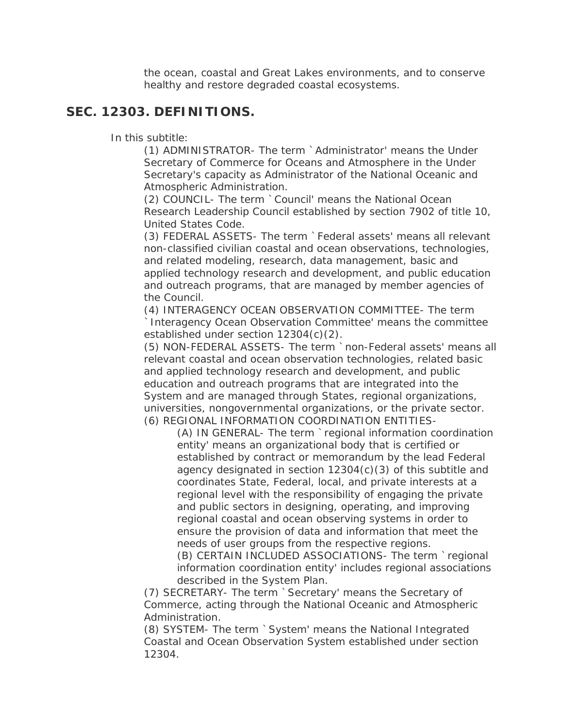the ocean, coastal and Great Lakes environments, and to conserve healthy and restore degraded coastal ecosystems.

## SEC. 12303. DEFINITIONS.

In this subtitle:

(1) ADMINISTRATOR- The term `Administrator' means the Under Secretary of Commerce for Oceans and Atmosphere in the Under Secretary's capacity as Administrator of the National Oceanic and Atmospheric Administration.

(2) COUNCIL- The term `Council' means the National Ocean Research Leadership Council established by section 7902 of title 10, United States Code.

(3) FEDERAL ASSETS- The term `Federal assets' means all relevant non-classified civilian coastal and ocean observations, technologies, and related modeling, research, data management, basic and applied technology research and development, and public education and outreach programs, that are managed by member agencies of the Council.

(4) INTERAGENCY OCEAN OBSERVATION COMMITTEE- The term `Interagency Ocean Observation Committee' means the committee established under section 12304(c)(2).

(5) NON-FEDERAL ASSETS- The term `non-Federal assets' means all relevant coastal and ocean observation technologies, related basic and applied technology research and development, and public education and outreach programs that are integrated into the System and are managed through States, regional organizations, universities, nongovernmental organizations, or the private sector.

(6) REGIONAL INFORMATION COORDINATION ENTITIES-

(A) IN GENERAL- The term `regional information coordination entity' means an organizational body that is certified or established by contract or memorandum by the lead Federal agency designated in section 12304(c)(3) of this subtitle and coordinates State, Federal, local, and private interests at a regional level with the responsibility of engaging the private and public sectors in designing, operating, and improving regional coastal and ocean observing systems in order to ensure the provision of data and information that meet the needs of user groups from the respective regions.

(B) CERTAIN INCLUDED ASSOCIATIONS- The term `regional information coordination entity' includes regional associations described in the System Plan.

(7) SECRETARY- The term `Secretary' means the Secretary of Commerce, acting through the National Oceanic and Atmospheric Administration.

(8) SYSTEM- The term `System' means the National Integrated Coastal and Ocean Observation System established under section 12304.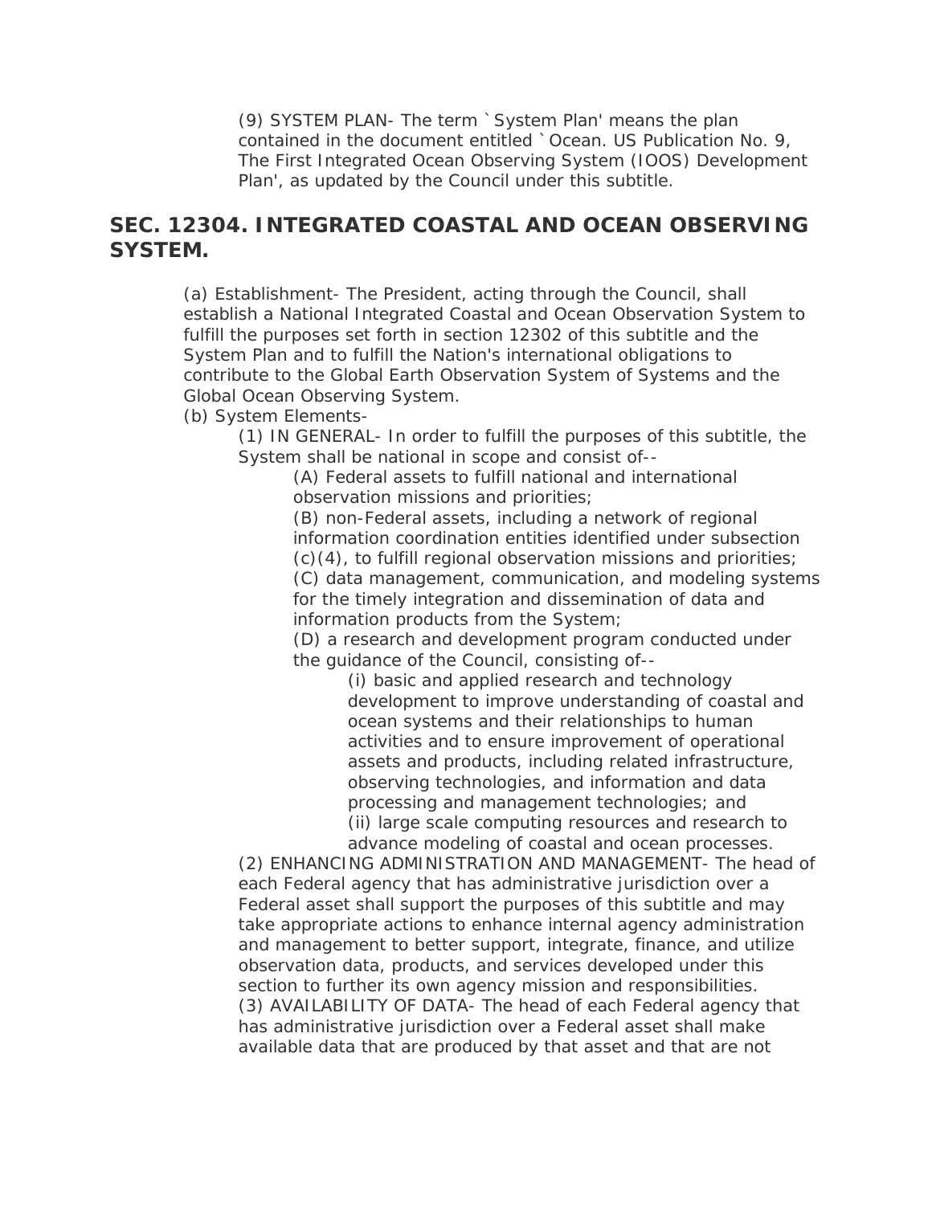(9) SYSTEM PLAN- The term `System Plan' means the plan contained in the document entitled `Ocean. US Publication No. 9, The First Integrated Ocean Observing System (IOOS) Development Plan', as updated by the Council under this subtitle.

## SEC. 12304. INTEGRATED COASTAL AND OCEAN OBSERVING SYSTEM.

(a) Establishment- The President, acting through the Council, shall establish a National Integrated Coastal and Ocean Observation System to fulfill the purposes set forth in section 12302 of this subtitle and the System Plan and to fulfill the Nation's international obligations to contribute to the Global Earth Observation System of Systems and the Global Ocean Observing System.

(b) System Elements-

(1) IN GENERAL- In order to fulfill the purposes of this subtitle, the System shall be national in scope and consist of--

(A) Federal assets to fulfill national and international observation missions and priorities;

(B) non-Federal assets, including a network of regional information coordination entities identified under subsection (c)(4), to fulfill regional observation missions and priorities;

(C) data management, communication, and modeling systems for the timely integration and dissemination of data and information products from the System;

(D) a research and development program conducted under the guidance of the Council, consisting of--

(i) basic and applied research and technology development to improve understanding of coastal and ocean systems and their relationships to human activities and to ensure improvement of operational assets and products, including related infrastructure, observing technologies, and information and data processing and management technologies; and

(ii) large scale computing resources and research to advance modeling of coastal and ocean processes.

(2) ENHANCING ADMINISTRATION AND MANAGEMENT- The head of each Federal agency that has administrative jurisdiction over a Federal asset shall support the purposes of this subtitle and may take appropriate actions to enhance internal agency administration and management to better support, integrate, finance, and utilize observation data, products, and services developed under this section to further its own agency mission and responsibilities.

(3) AVAILABILITY OF DATA- The head of each Federal agency that has administrative jurisdiction over a Federal asset shall make available data that are produced by that asset and that are not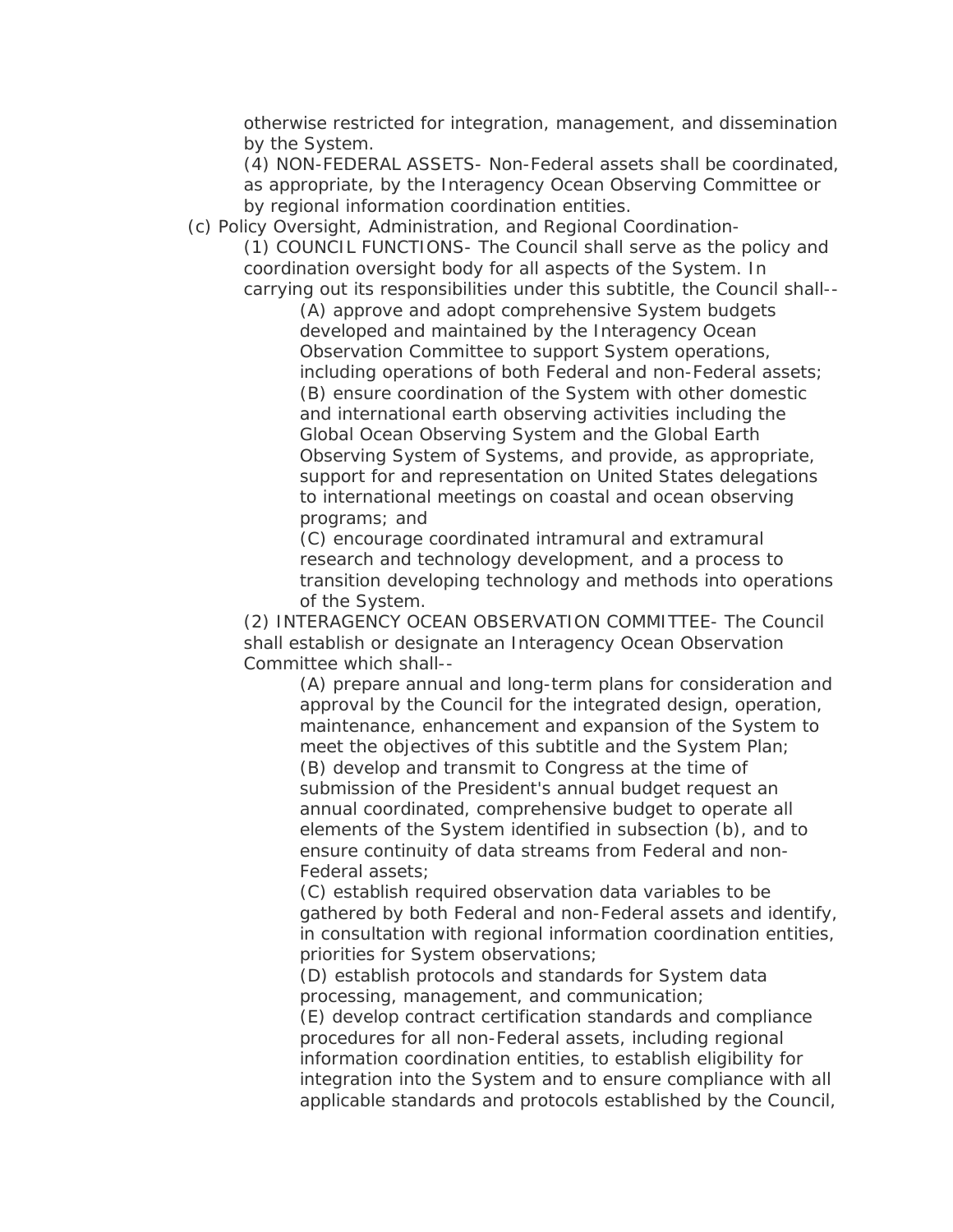otherwise restricted for integration, management, and dissemination by the System.

(4) NON-FEDERAL ASSETS- Non-Federal assets shall be coordinated, as appropriate, by the Interagency Ocean Observing Committee or by regional information coordination entities.

(c) Policy Oversight, Administration, and Regional Coordination-

(1) COUNCIL FUNCTIONS- The Council shall serve as the policy and coordination oversight body for all aspects of the System. In carrying out its responsibilities under this subtitle, the Council shall--

(A) approve and adopt comprehensive System budgets developed and maintained by the Interagency Ocean Observation Committee to support System operations, including operations of both Federal and non-Federal assets;

(B) ensure coordination of the System with other domestic and international earth observing activities including the Global Ocean Observing System and the Global Earth Observing System of Systems, and provide, as appropriate, support for and representation on United States delegations to international meetings on coastal and ocean observing programs; and

(C) encourage coordinated intramural and extramural research and technology development, and a process to transition developing technology and methods into operations of the System.

(2) INTERAGENCY OCEAN OBSERVATION COMMITTEE- The Council shall establish or designate an Interagency Ocean Observation Committee which shall--

(A) prepare annual and long-term plans for consideration and approval by the Council for the integrated design, operation, maintenance, enhancement and expansion of the System to meet the objectives of this subtitle and the System Plan;

(B) develop and transmit to Congress at the time of submission of the President's annual budget request an annual coordinated, comprehensive budget to operate all elements of the System identified in subsection (b), and to ensure continuity of data streams from Federal and non-Federal assets;

(C) establish required observation data variables to be gathered by both Federal and non-Federal assets and identify, in consultation with regional information coordination entities, priorities for System observations;

(D) establish protocols and standards for System data processing, management, and communication;

(E) develop contract certification standards and compliance procedures for all non-Federal assets, including regional information coordination entities, to establish eligibility for integration into the System and to ensure compliance with all applicable standards and protocols established by the Council,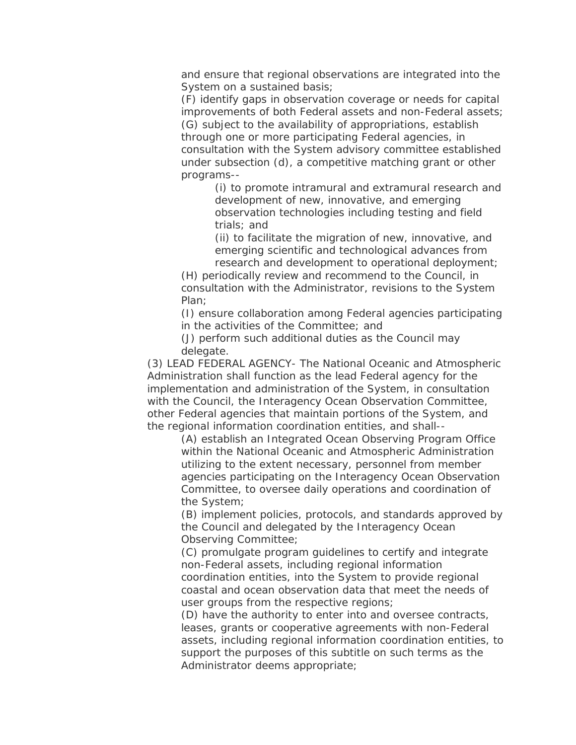and ensure that regional observations are integrated into the System on a sustained basis;

(F) identify gaps in observation coverage or needs for capital improvements of both Federal assets and non-Federal assets;

(G) subject to the availability of appropriations, establish through one or more participating Federal agencies, in consultation with the System advisory committee established under subsection (d), a competitive matching grant or other programs--

(i) to promote intramural and extramural research and development of new, innovative, and emerging observation technologies including testing and field trials; and

(ii) to facilitate the migration of new, innovative, and emerging scientific and technological advances from research and development to operational deployment;

(H) periodically review and recommend to the Council, in consultation with the Administrator, revisions to the System Plan;

(I) ensure collaboration among Federal agencies participating in the activities of the Committee; and

(J) perform such additional duties as the Council may delegate.

(3) LEAD FEDERAL AGENCY- The National Oceanic and Atmospheric Administration shall function as the lead Federal agency for the implementation and administration of the System, in consultation with the Council, the Interagency Ocean Observation Committee, other Federal agencies that maintain portions of the System, and the regional information coordination entities, and shall--

(A) establish an Integrated Ocean Observing Program Office within the National Oceanic and Atmospheric Administration utilizing to the extent necessary, personnel from member agencies participating on the Interagency Ocean Observation Committee, to oversee daily operations and coordination of the System;

(B) implement policies, protocols, and standards approved by the Council and delegated by the Interagency Ocean Observing Committee;

(C) promulgate program guidelines to certify and integrate non-Federal assets, including regional information coordination entities, into the System to provide regional coastal and ocean observation data that meet the needs of user groups from the respective regions;

(D) have the authority to enter into and oversee contracts, leases, grants or cooperative agreements with non-Federal assets, including regional information coordination entities, to support the purposes of this subtitle on such terms as the Administrator deems appropriate;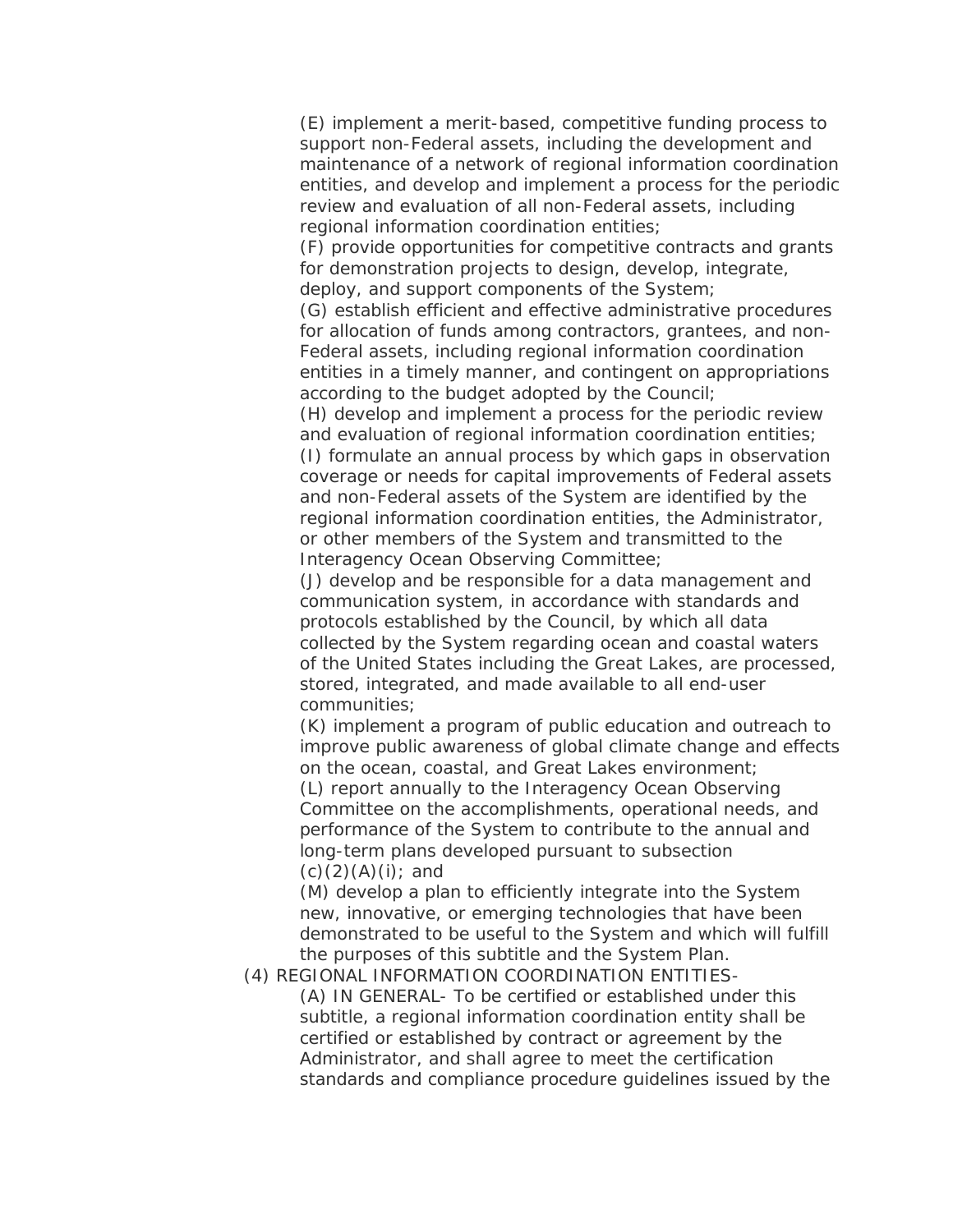(E) implement a merit-based, competitive funding process to support non-Federal assets, including the development and maintenance of a network of regional information coordination entities, and develop and implement a process for the periodic review and evaluation of all non-Federal assets, including regional information coordination entities;

(F) provide opportunities for competitive contracts and grants for demonstration projects to design, develop, integrate, deploy, and support components of the System;

(G) establish efficient and effective administrative procedures for allocation of funds among contractors, grantees, and non-Federal assets, including regional information coordination entities in a timely manner, and contingent on appropriations according to the budget adopted by the Council;

(H) develop and implement a process for the periodic review and evaluation of regional information coordination entities;

(I) formulate an annual process by which gaps in observation coverage or needs for capital improvements of Federal assets and non-Federal assets of the System are identified by the regional information coordination entities, the Administrator, or other members of the System and transmitted to the Interagency Ocean Observing Committee;

(J) develop and be responsible for a data management and communication system, in accordance with standards and protocols established by the Council, by which all data collected by the System regarding ocean and coastal waters of the United States including the Great Lakes, are processed, stored, integrated, and made available to all end-user communities;

(K) implement a program of public education and outreach to improve public awareness of global climate change and effects on the ocean, coastal, and Great Lakes environment;

(L) report annually to the Interagency Ocean Observing Committee on the accomplishments, operational needs, and performance of the System to contribute to the annual and long-term plans developed pursuant to subsection (c)(2)(A)(i); and

(M) develop a plan to efficiently integrate into the System new, innovative, or emerging technologies that have been demonstrated to be useful to the System and which will fulfill the purposes of this subtitle and the System Plan.

(4) REGIONAL INFORMATION COORDINATION ENTITIES-

(A) IN GENERAL- To be certified or established under this subtitle, a regional information coordination entity shall be certified or established by contract or agreement by the Administrator, and shall agree to meet the certification standards and compliance procedure guidelines issued by the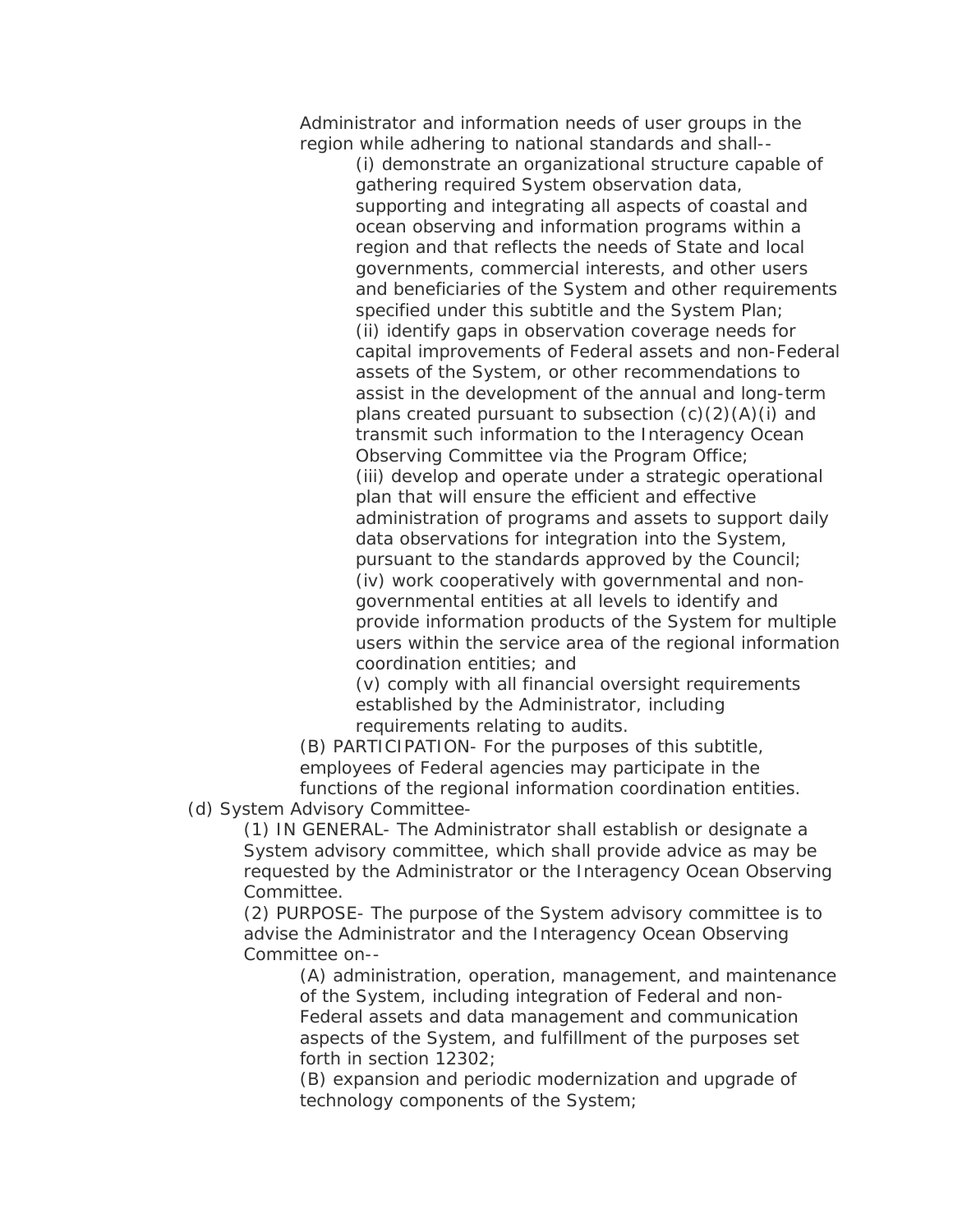Administrator and information needs of user groups in the region while adhering to national standards and shall--

(i) demonstrate an organizational structure capable of gathering required System observation data, supporting and integrating all aspects of coastal and ocean observing and information programs within a region and that reflects the needs of State and local governments, commercial interests, and other users and beneficiaries of the System and other requirements specified under this subtitle and the System Plan;

(ii) identify gaps in observation coverage needs for capital improvements of Federal assets and non-Federal assets of the System, or other recommendations to assist in the development of the annual and long-term plans created pursuant to subsection (c)(2)(A)(i) and transmit such information to the Interagency Ocean Observing Committee via the Program Office;

(iii) develop and operate under a strategic operational plan that will ensure the efficient and effective administration of programs and assets to support daily data observations for integration into the System, pursuant to the standards approved by the Council;

(iv) work cooperatively with governmental and non-governmental entities at all levels to identify and provide information products of the System for multiple users within the service area of the regional information coordination entities; and

(v) comply with all financial oversight requirements established by the Administrator, including requirements relating to audits.

(B) PARTICIPATION- For the purposes of this subtitle, employees of Federal agencies may participate in the functions of the regional information coordination entities.

(d) System Advisory Committee-

(1) IN GENERAL- The Administrator shall establish or designate a System advisory committee, which shall provide advice as may be requested by the Administrator or the Interagency Ocean Observing Committee.

(2) PURPOSE- The purpose of the System advisory committee is to advise the Administrator and the Interagency Ocean Observing Committee on--

(A) administration, operation, management, and maintenance of the System, including integration of Federal and non-Federal assets and data management and communication aspects of the System, and fulfillment of the purposes set forth in section 12302;

(B) expansion and periodic modernization and upgrade of technology components of the System;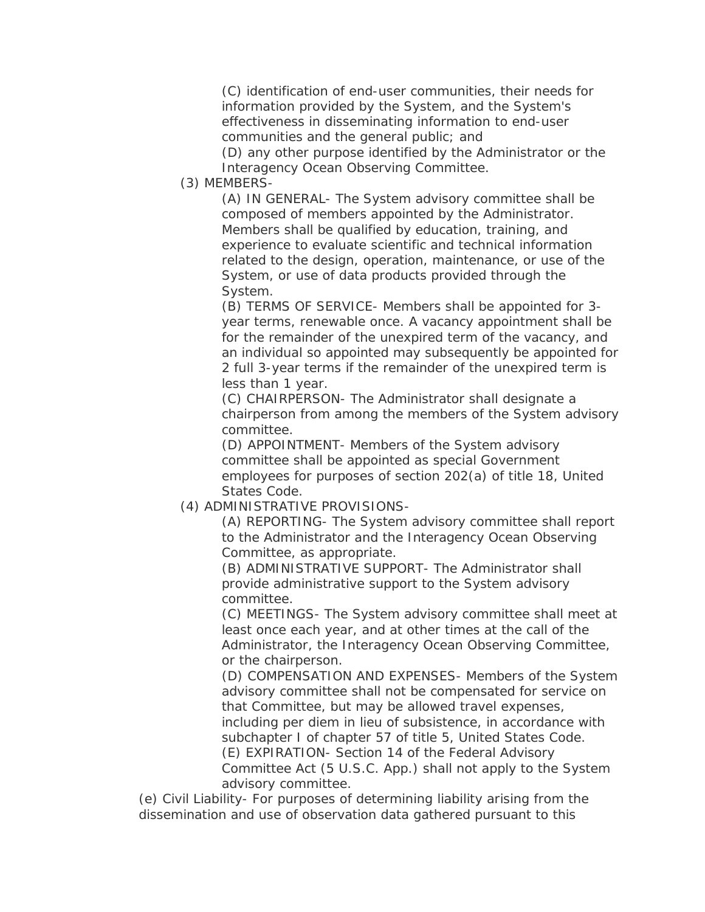(C) identification of end-user communities, their needs for information provided by the System, and the System's effectiveness in disseminating information to end-user communities and the general public; and

(D) any other purpose identified by the Administrator or the Interagency Ocean Observing Committee.

(3) MEMBERS-

(A) IN GENERAL- The System advisory committee shall be composed of members appointed by the Administrator. Members shall be qualified by education, training, and experience to evaluate scientific and technical information related to the design, operation, maintenance, or use of the System, or use of data products provided through the System.

(B) TERMS OF SERVICE- Members shall be appointed for 3-year terms, renewable once. A vacancy appointment shall be for the remainder of the unexpired term of the vacancy, and an individual so appointed may subsequently be appointed for 2 full 3-year terms if the remainder of the unexpired term is less than 1 year.

(C) CHAIRPERSON- The Administrator shall designate a chairperson from among the members of the System advisory committee.

(D) APPOINTMENT- Members of the System advisory committee shall be appointed as special Government employees for purposes of section 202(a) of title 18, United States Code.

(4) ADMINISTRATIVE PROVISIONS-

(A) REPORTING- The System advisory committee shall report to the Administrator and the Interagency Ocean Observing Committee, as appropriate.

(B) ADMINISTRATIVE SUPPORT- The Administrator shall provide administrative support to the System advisory committee.

(C) MEETINGS- The System advisory committee shall meet at least once each year, and at other times at the call of the Administrator, the Interagency Ocean Observing Committee, or the chairperson.

(D) COMPENSATION AND EXPENSES- Members of the System advisory committee shall not be compensated for service on that Committee, but may be allowed travel expenses, including per diem in lieu of subsistence, in accordance with subchapter I of chapter 57 of title 5, United States Code.

(E) EXPIRATION- Section 14 of the Federal Advisory Committee Act (5 U.S.C. App.) shall not apply to the System advisory committee.

(e) Civil Liability- For purposes of determining liability arising from the dissemination and use of observation data gathered pursuant to this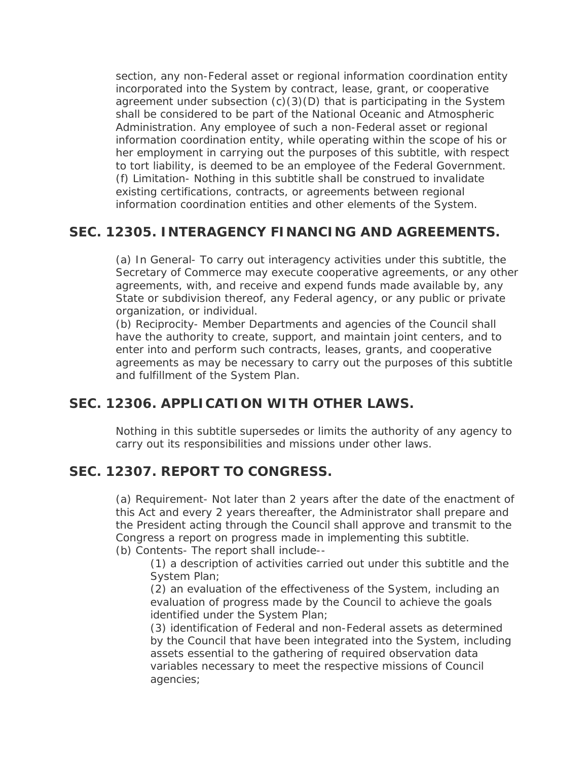section, any non-Federal asset or regional information coordination entity incorporated into the System by contract, lease, grant, or cooperative agreement under subsection (c)(3)(D) that is participating in the System shall be considered to be part of the National Oceanic and Atmospheric Administration. Any employee of such a non-Federal asset or regional information coordination entity, while operating within the scope of his or her employment in carrying out the purposes of this subtitle, with respect to tort liability, is deemed to be an employee of the Federal Government.

(f) Limitation- Nothing in this subtitle shall be construed to invalidate existing certifications, contracts, or agreements between regional information coordination entities and other elements of the System.

## SEC. 12305. INTERAGENCY FINANCING AND AGREEMENTS.

(a) In General- To carry out interagency activities under this subtitle, the Secretary of Commerce may execute cooperative agreements, or any other agreements, with, and receive and expend funds made available by, any State or subdivision thereof, any Federal agency, or any public or private organization, or individual.

(b) Reciprocity- Member Departments and agencies of the Council shall have the authority to create, support, and maintain joint centers, and to enter into and perform such contracts, leases, grants, and cooperative agreements as may be necessary to carry out the purposes of this subtitle and fulfillment of the System Plan.

## SEC. 12306. APPLICATION WITH OTHER LAWS.

Nothing in this subtitle supersedes or limits the authority of any agency to carry out its responsibilities and missions under other laws.

## SEC. 12307. REPORT TO CONGRESS.

(a) Requirement- Not later than 2 years after the date of the enactment of this Act and every 2 years thereafter, the Administrator shall prepare and the President acting through the Council shall approve and transmit to the Congress a report on progress made in implementing this subtitle.

(b) Contents- The report shall include--

(1) a description of activities carried out under this subtitle and the System Plan;

(2) an evaluation of the effectiveness of the System, including an evaluation of progress made by the Council to achieve the goals identified under the System Plan;

(3) identification of Federal and non-Federal assets as determined by the Council that have been integrated into the System, including assets essential to the gathering of required observation data variables necessary to meet the respective missions of Council agencies;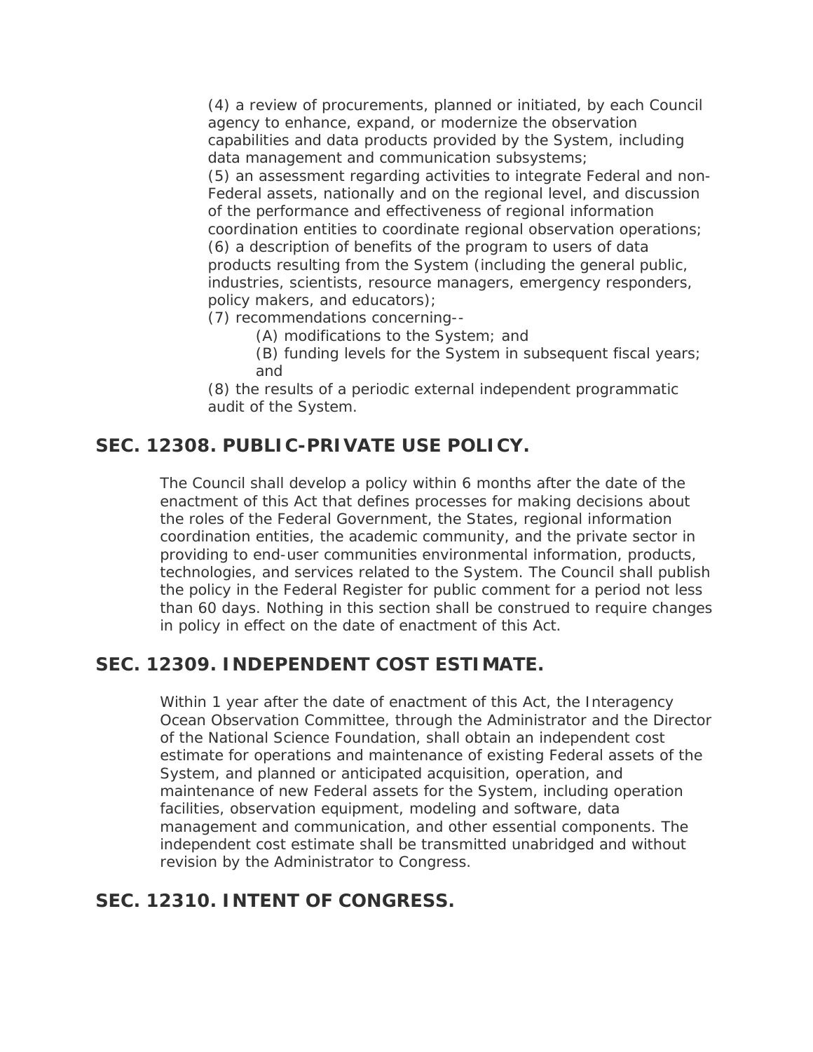(4) a review of procurements, planned or initiated, by each Council agency to enhance, expand, or modernize the observation capabilities and data products provided by the System, including data management and communication subsystems;

(5) an assessment regarding activities to integrate Federal and non-Federal assets, nationally and on the regional level, and discussion of the performance and effectiveness of regional information coordination entities to coordinate regional observation operations;

(6) a description of benefits of the program to users of data products resulting from the System (including the general public, industries, scientists, resource managers, emergency responders, policy makers, and educators);

(7) recommendations concerning--

(A) modifications to the System; and

(B) funding levels for the System in subsequent fiscal years; and

(8) the results of a periodic external independent programmatic audit of the System.

## SEC. 12308. PUBLIC-PRIVATE USE POLICY.

The Council shall develop a policy within 6 months after the date of the enactment of this Act that defines processes for making decisions about the roles of the Federal Government, the States, regional information coordination entities, the academic community, and the private sector in providing to end-user communities environmental information, products, technologies, and services related to the System. The Council shall publish the policy in the Federal Register for public comment for a period not less than 60 days. Nothing in this section shall be construed to require changes in policy in effect on the date of enactment of this Act.

## SEC. 12309. INDEPENDENT COST ESTIMATE.

Within 1 year after the date of enactment of this Act, the Interagency Ocean Observation Committee, through the Administrator and the Director of the National Science Foundation, shall obtain an independent cost estimate for operations and maintenance of existing Federal assets of the System, and planned or anticipated acquisition, operation, and maintenance of new Federal assets for the System, including operation facilities, observation equipment, modeling and software, data management and communication, and other essential components. The independent cost estimate shall be transmitted unabridged and without revision by the Administrator to Congress.

## SEC. 12310. INTENT OF CONGRESS.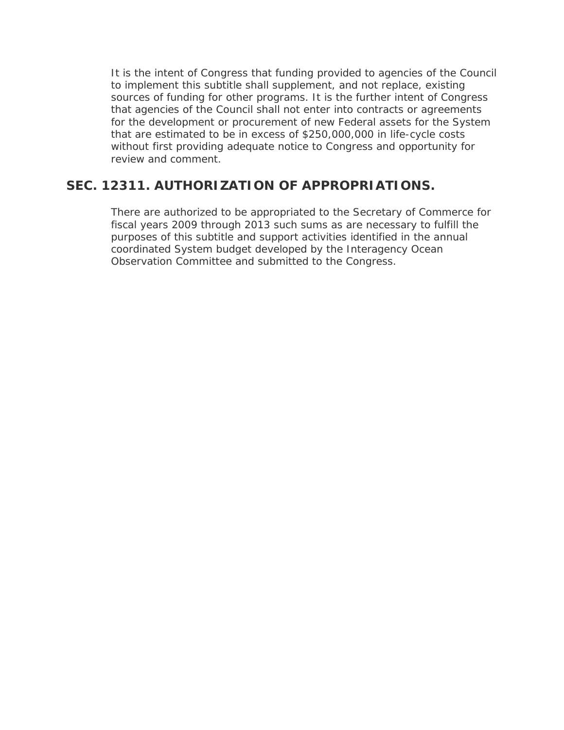It is the intent of Congress that funding provided to agencies of the Council to implement this subtitle shall supplement, and not replace, existing sources of funding for other programs. It is the further intent of Congress that agencies of the Council shall not enter into contracts or agreements for the development or procurement of new Federal assets for the System that are estimated to be in excess of $250,000,000 in life-cycle costs without first providing adequate notice to Congress and opportunity for review and comment.

## SEC. 12311. AUTHORIZATION OF APPROPRIATIONS.

There are authorized to be appropriated to the Secretary of Commerce for fiscal years 2009 through 2013 such sums as are necessary to fulfill the purposes of this subtitle and support activities identified in the annual coordinated System budget developed by the Interagency Ocean Observation Committee and submitted to the Congress.